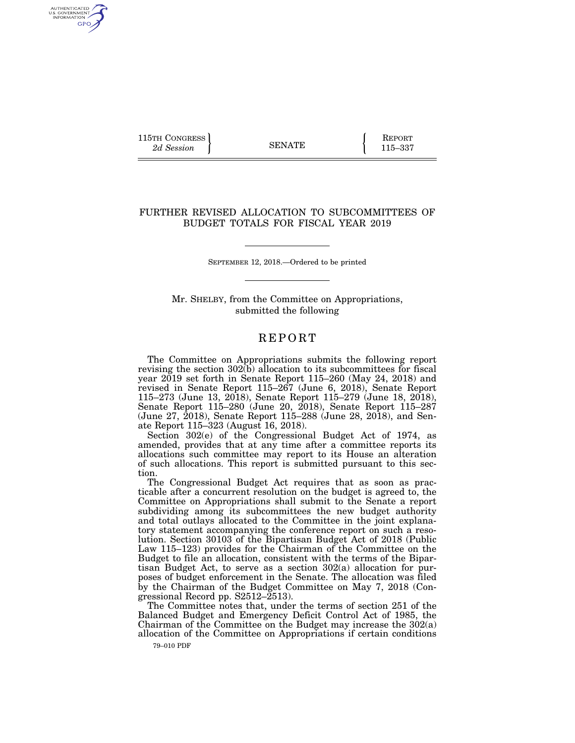115TH CONGRESS
*2d Session*

SENATE

REPORT
115–337

# FURTHER REVISED ALLOCATION TO SUBCOMMITTEES OF BUDGET TOTALS FOR FISCAL YEAR 2019

SEPTEMBER 12, 2018.—Ordered to be printed

Mr. SHELBY, from the Committee on Appropriations, submitted the following

## REPORT

The Committee on Appropriations submits the following report revising the section 302(b) allocation to its subcommittees for fiscal year 2019 set forth in Senate Report 115–260 (May 24, 2018) and revised in Senate Report 115–267 (June 6, 2018), Senate Report 115–273 (June 13, 2018), Senate Report 115–279 (June 18, 2018), Senate Report 115–280 (June 20, 2018), Senate Report 115–287 (June 27, 2018), Senate Report 115–288 (June 28, 2018), and Senate Report 115–323 (August 16, 2018).

Section 302(e) of the Congressional Budget Act of 1974, as amended, provides that at any time after a committee reports its allocations such committee may report to its House an alteration of such allocations. This report is submitted pursuant to this section.

The Congressional Budget Act requires that as soon as practicable after a concurrent resolution on the budget is agreed to, the Committee on Appropriations shall submit to the Senate a report subdividing among its subcommittees the new budget authority and total outlays allocated to the Committee in the joint explanatory statement accompanying the conference report on such a resolution. Section 30103 of the Bipartisan Budget Act of 2018 (Public Law 115–123) provides for the Chairman of the Committee on the Budget to file an allocation, consistent with the terms of the Bipartisan Budget Act, to serve as a section 302(a) allocation for purposes of budget enforcement in the Senate. The allocation was filed by the Chairman of the Budget Committee on May 7, 2018 (Congressional Record pp. S2512–2513).

The Committee notes that, under the terms of section 251 of the Balanced Budget and Emergency Deficit Control Act of 1985, the Chairman of the Committee on the Budget may increase the 302(a) allocation of the Committee on Appropriations if certain conditions

79–010 PDF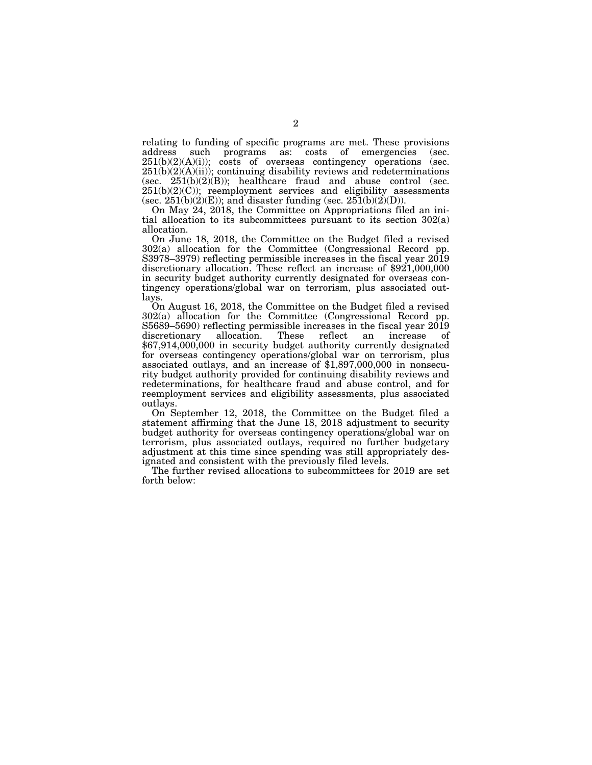relating to funding of specific programs are met. These provisions address such programs as: costs of emergencies (sec. 251(b)(2)(A)(i)); costs of overseas contingency operations (sec. 251(b)(2)(A)(ii)); continuing disability reviews and redeterminations (sec. 251(b)(2)(B)); healthcare fraud and abuse control (sec. 251(b)(2)(C)); reemployment services and eligibility assessments (sec. 251(b)(2)(E)); and disaster funding (sec. 251(b)(2)(D)).

On May 24, 2018, the Committee on Appropriations filed an initial allocation to its subcommittees pursuant to its section 302(a) allocation.

On June 18, 2018, the Committee on the Budget filed a revised 302(a) allocation for the Committee (Congressional Record pp. S3978–3979) reflecting permissible increases in the fiscal year 2019 discretionary allocation. These reflect an increase of $921,000,000 in security budget authority currently designated for overseas contingency operations/global war on terrorism, plus associated outlays.

On August 16, 2018, the Committee on the Budget filed a revised 302(a) allocation for the Committee (Congressional Record pp. S5689–5690) reflecting permissible increases in the fiscal year 2019 discretionary allocation. These reflect an increase of $67,914,000,000 in security budget authority currently designated for overseas contingency operations/global war on terrorism, plus associated outlays, and an increase of $1,897,000,000 in nonsecurity budget authority provided for continuing disability reviews and redeterminations, for healthcare fraud and abuse control, and for reemployment services and eligibility assessments, plus associated outlays.

On September 12, 2018, the Committee on the Budget filed a statement affirming that the June 18, 2018 adjustment to security budget authority for overseas contingency operations/global war on terrorism, plus associated outlays, required no further budgetary adjustment at this time since spending was still appropriately designated and consistent with the previously filed levels.

The further revised allocations to subcommittees for 2019 are set forth below: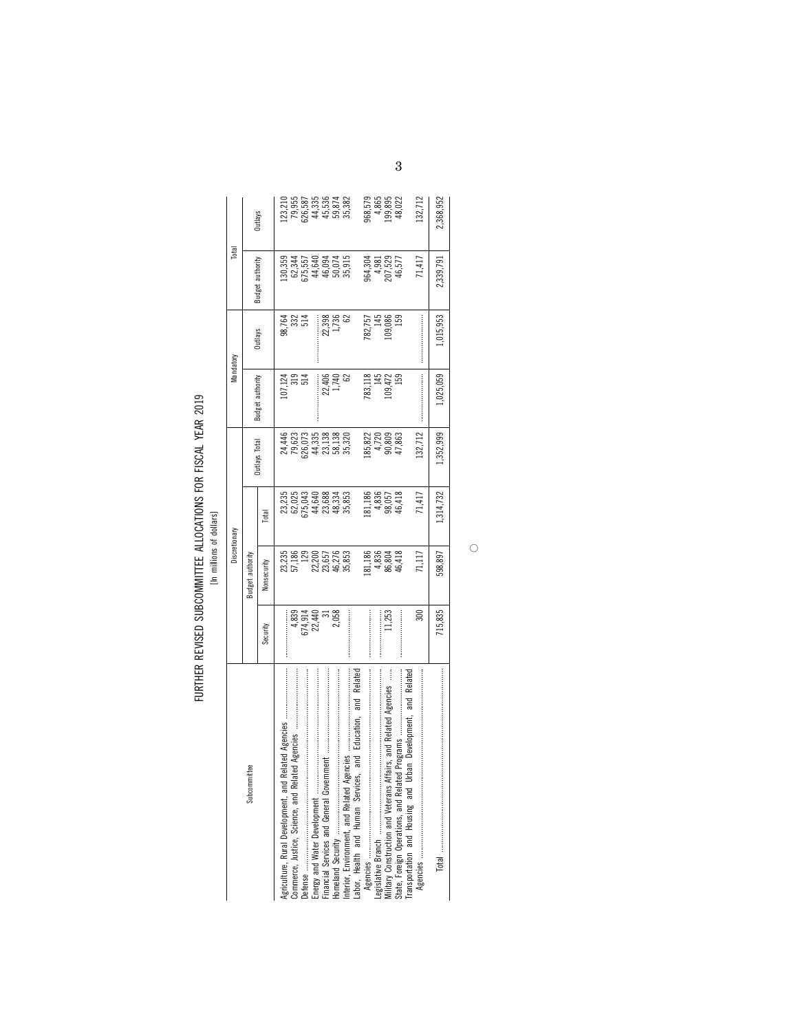# FURTHER REVISED SUBCOMMITTEE ALLOCATIONS FOR FISCAL YEAR 2019

[In millions of dollars]

| Subcommittee | Discretionary | | | | Mandatory | | Total | |
|---|---|---|---|---|---|---|---|---|
| | Budget authority | | | Outlays Total | Budget authority | Outlays | Budget authority | Outlays |
| | Security | Nonsecurity | Total | | | | | |
| Agriculture, Rural Development, and Related Agencies | ............ | 23,235 | 23,235 | 24,446 | 107,124 | 98,764 | 130,359 | 123,210 |
| Commerce, Science, and Related Agencies | 4,839 | 57,186 | 62,025 | 79,623 | 319 | 332 | 62,344 | 79,955 |
| Defense | 674,914 | 129 | 675,043 | 626,073 | 514 | 514 | 675,557 | 626,587 |
| Energy and Water Development | 22,440 | 22,200 | 44,640 | 44,335 | ............ | ............ | 44,640 | 44,335 |
| Financial Services and General Government | 31 | 23,657 | 23,688 | 23,138 | 22,406 | 22,398 | 46,094 | 45,536 |
| Homeland Security | 2,058 | 46,276 | 48,334 | 58,138 | 1,740 | 1,736 | 50,074 | 59,874 |
| Interior, Environment, and Related Agencies | ............ | 35,853 | 35,853 | 35,320 | 62 | 62 | 35,915 | 35,382 |
| Labor, Health and Human Services, and Education, and Related Agencies | ............ | 181,186 | 181,186 | 185,822 | 783,118 | 782,757 | 964,304 | 968,579 |
| Legislative Branch | ............ | 4,836 | 4,836 | 4,720 | 145 | 145 | 4,981 | 4,865 |
| Military Construction and Veterans Affairs, and Related Agencies | 11,253 | 86,804 | 98,057 | 90,809 | 109,472 | 109,086 | 207,529 | 199,895 |
| State, Foreign Operations, and Related Programs | ............ | 46,418 | 46,418 | 47,863 | 159 | 159 | 46,577 | 48,022 |
| Transportation and Housing and Urban Development, and Related Agencies | 300 | 71,117 | 71,417 | 132,712 | ............ | ............ | 71,417 | 132,712 |
| Total | 715,835 | 598,897 | 1,314,732 | 1,352,999 | 1,025,059 | 1,015,953 | 2,339,791 | 2,368,952 |